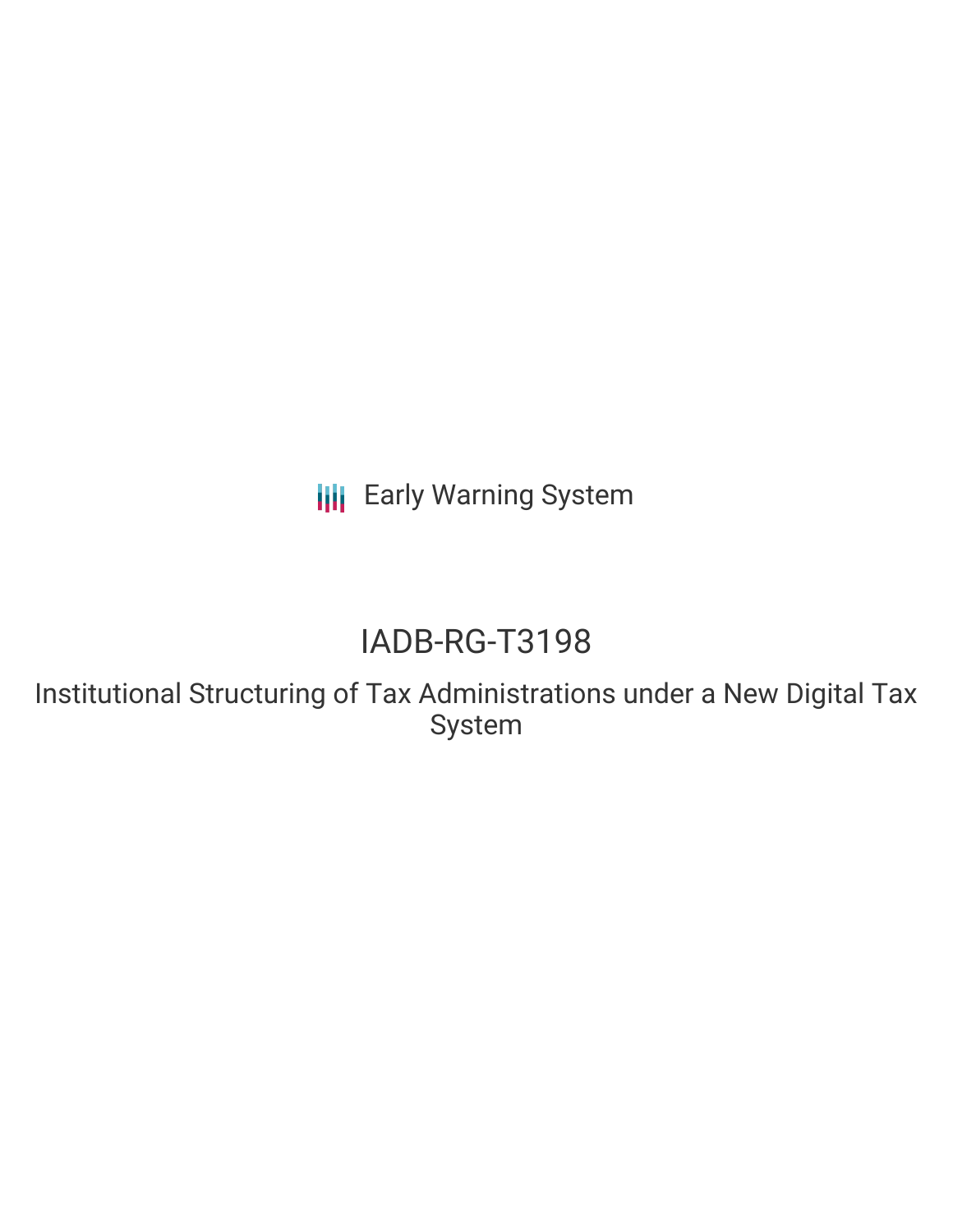Early Warning System

# IADB-RG-T3198

## Institutional Structuring of Tax Administrations under a New Digital Tax System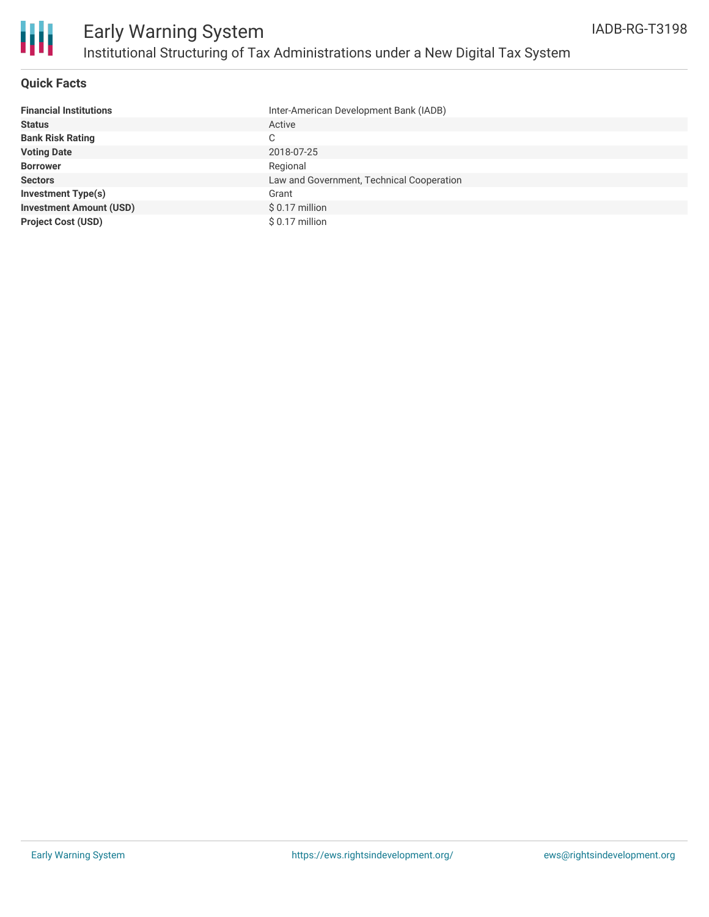# Early Warning System

## Institutional Structuring of Tax Administrations under a New Digital Tax System

IADB-RG-T3198

### Quick Facts

| | |
|---|---|
| **Financial Institutions** | Inter-American Development Bank (IADB) |
| **Status** | Active |
| **Bank Risk Rating** | C |
| **Voting Date** | 2018-07-25 |
| **Borrower** | Regional |
| **Sectors** | Law and Government, Technical Cooperation |
| **Investment Type(s)** | Grant |
| **Investment Amount (USD)** | $ 0.17 million |
| **Project Cost (USD)** | $ 0.17 million |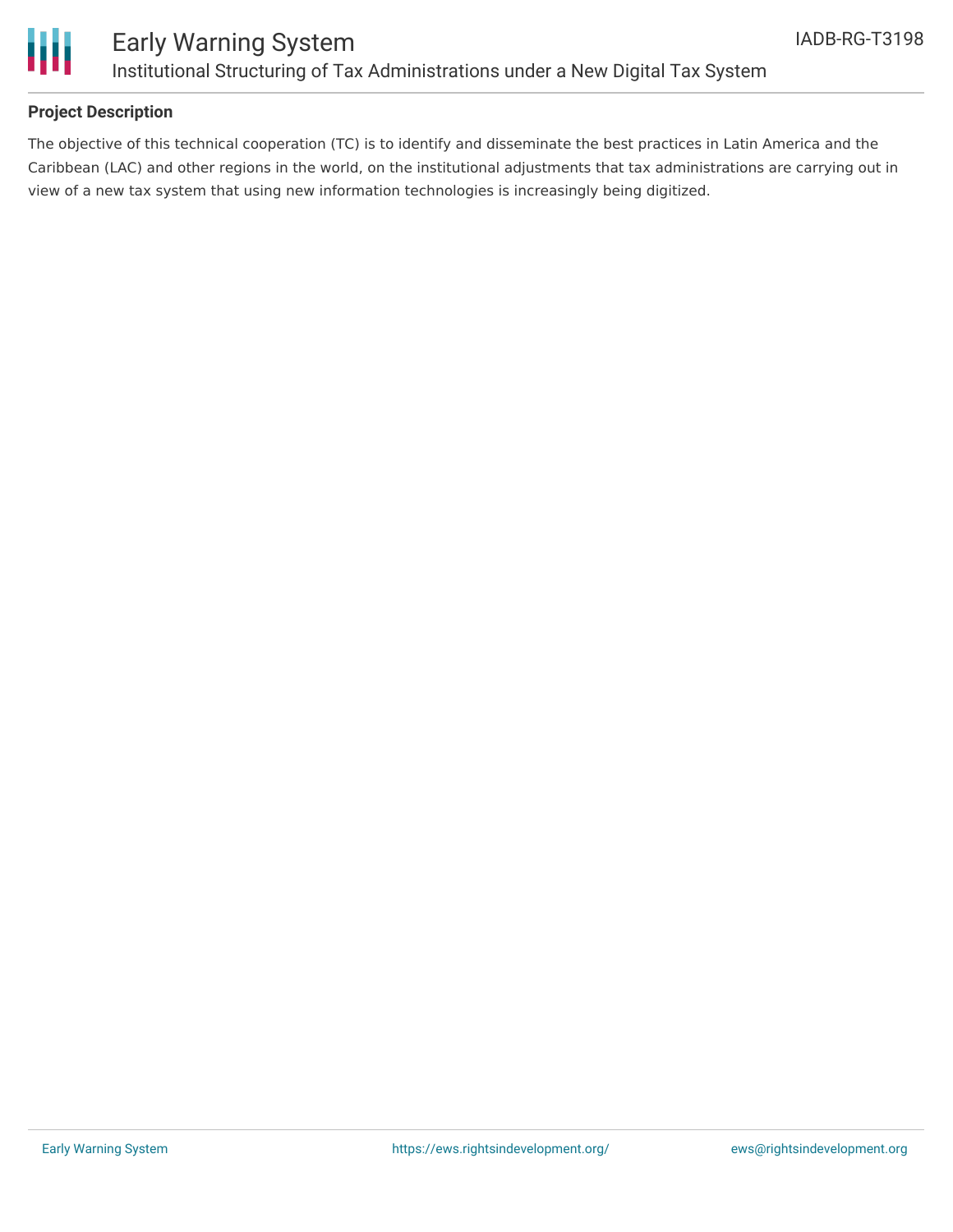## Project Description

The objective of this technical cooperation (TC) is to identify and disseminate the best practices in Latin America and the Caribbean (LAC) and other regions in the world, on the institutional adjustments that tax administrations are carrying out in view of a new tax system that using new information technologies is increasingly being digitized.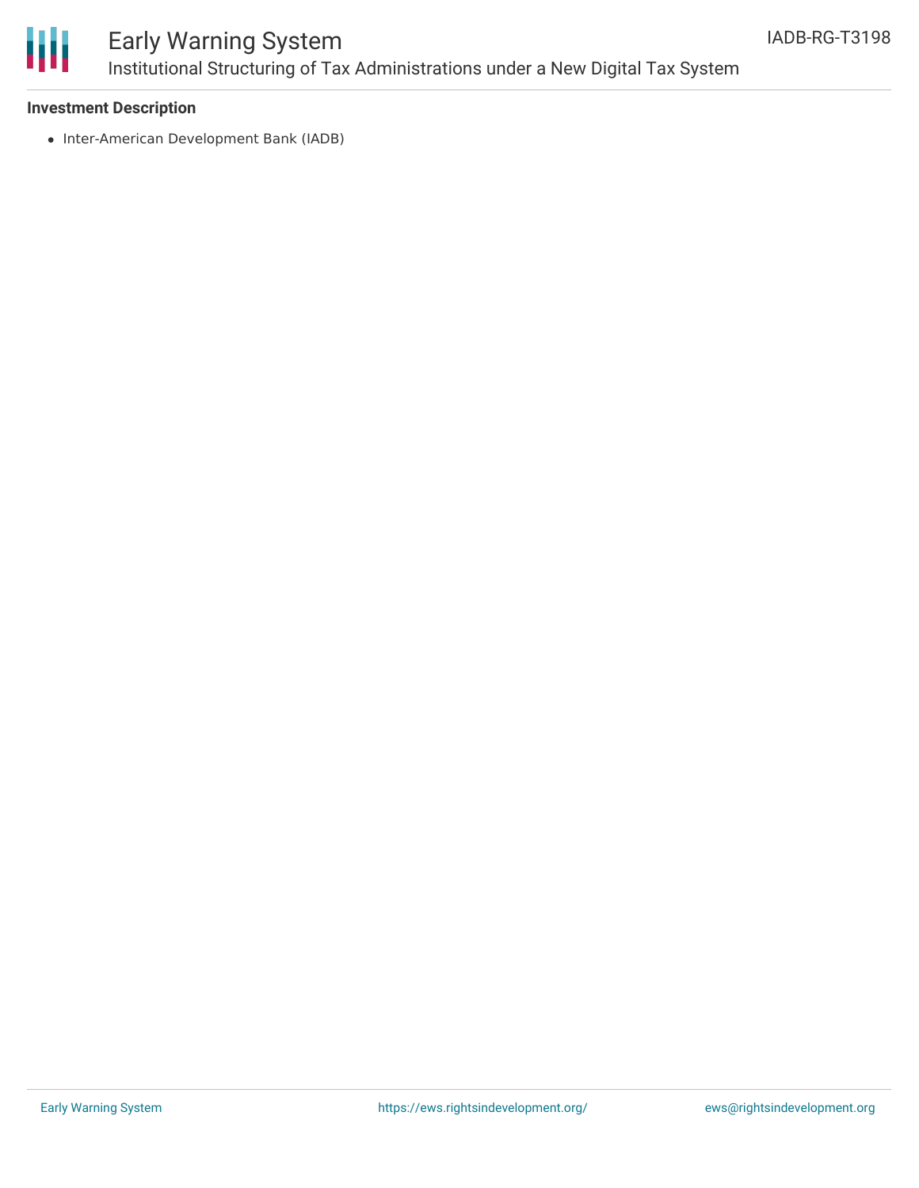**Investment Description**

- Inter-American Development Bank (IADB)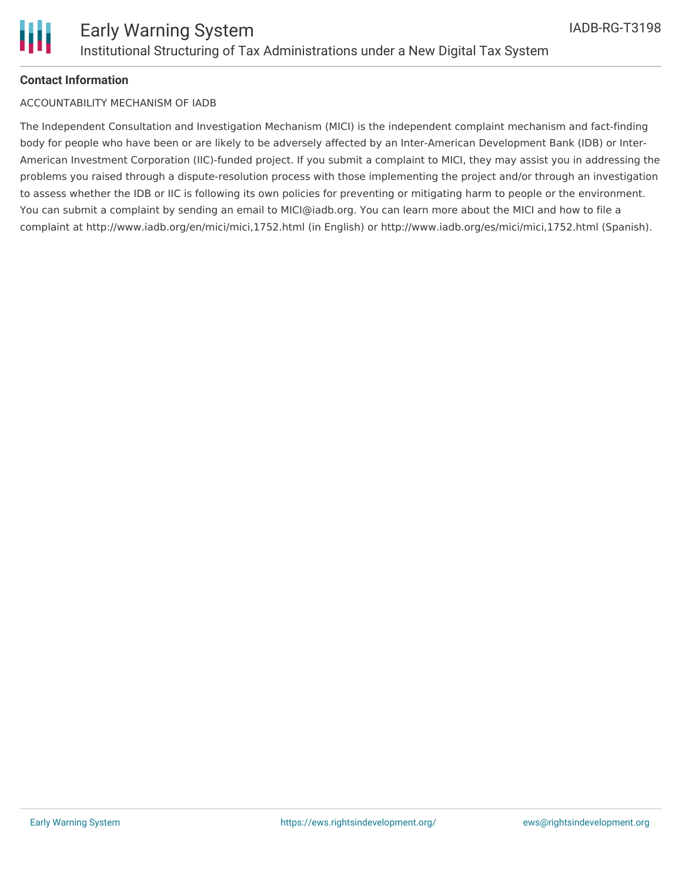**Contact Information**

ACCOUNTABILITY MECHANISM OF IADB

The Independent Consultation and Investigation Mechanism (MICI) is the independent complaint mechanism and fact-finding body for people who have been or are likely to be adversely affected by an Inter-American Development Bank (IDB) or Inter-American Investment Corporation (IIC)-funded project. If you submit a complaint to MICI, they may assist you in addressing the problems you raised through a dispute-resolution process with those implementing the project and/or through an investigation to assess whether the IDB or IIC is following its own policies for preventing or mitigating harm to people or the environment. You can submit a complaint by sending an email to MICI@iadb.org. You can learn more about the MICI and how to file a complaint at http://www.iadb.org/en/mici/mici,1752.html (in English) or http://www.iadb.org/es/mici/mici,1752.html (Spanish).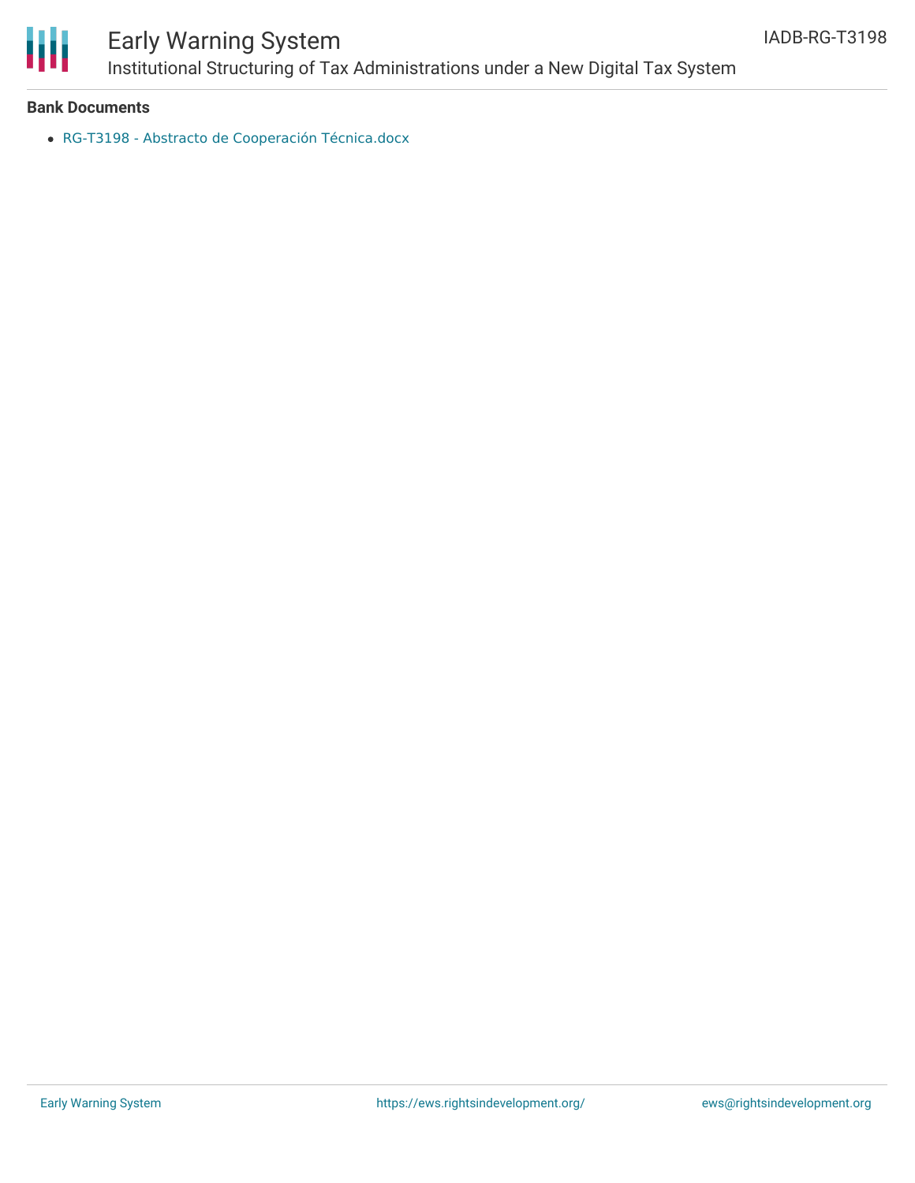**Bank Documents**

- RG-T3198 - Abstracto de Cooperación Técnica.docx